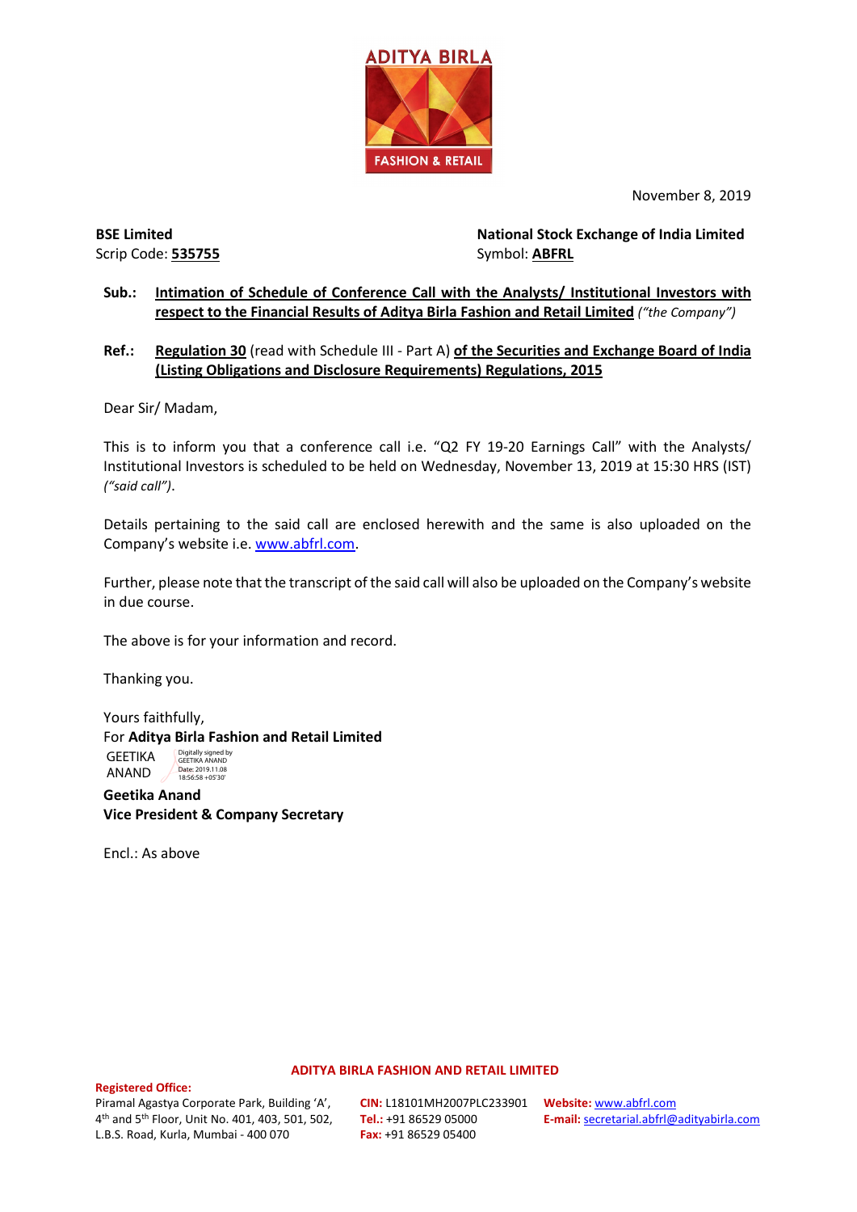November 8, 2019

**BSE Limited**
Scrip Code: **535755**

**National Stock Exchange of India Limited**
Symbol: **ABFRL**

**Sub.:** **Intimation of Schedule of Conference Call with the Analysts/ Institutional Investors with respect to the Financial Results of Aditya Birla Fashion and Retail Limited** *("the Company")*

**Ref.:** **Regulation 30** (read with Schedule III - Part A) **of the Securities and Exchange Board of India (Listing Obligations and Disclosure Requirements) Regulations, 2015**

Dear Sir/ Madam,

This is to inform you that a conference call i.e. "Q2 FY 19-20 Earnings Call" with the Analysts/ Institutional Investors is scheduled to be held on Wednesday, November 13, 2019 at 15:30 HRS (IST) *("said call")*.

Details pertaining to the said call are enclosed herewith and the same is also uploaded on the Company's website i.e. www.abfrl.com.

Further, please note that the transcript of the said call will also be uploaded on the Company's website in due course.

The above is for your information and record.

Thanking you.

Yours faithfully,
For **Aditya Birla Fashion and Retail Limited**

GEETIKA ANAND
Digitally signed by GEETIKA ANAND
Date: 2019.11.08 18:56:58 +05'30'

**Geetika Anand**
**Vice President & Company Secretary**

Encl.: As above

**ADITYA BIRLA FASHION AND RETAIL LIMITED**

**Registered Office:**
Piramal Agastya Corporate Park, Building 'A', 4th and 5th Floor, Unit No. 401, 403, 501, 502, L.B.S. Road, Kurla, Mumbai - 400 070

**CIN:** L18101MH2007PLC233901
**Tel.:** +91 86529 05000
**Fax:** +91 86529 05400

**Website:** www.abfrl.com
**E-mail:** secretarial.abfrl@adityabirla.com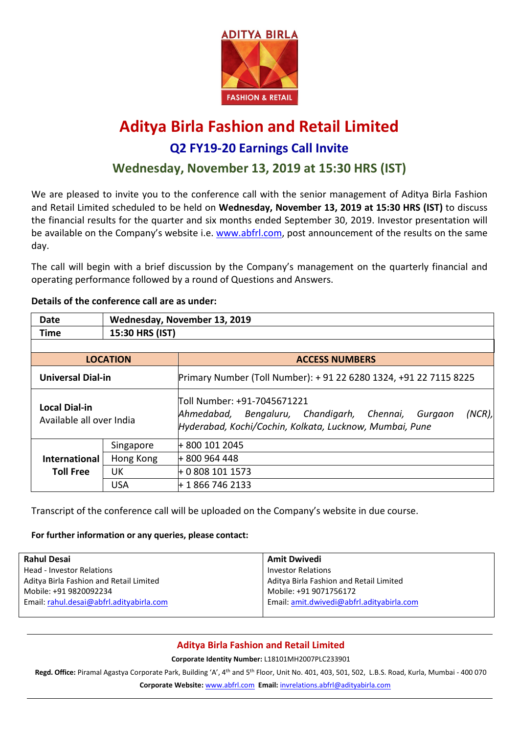# Aditya Birla Fashion and Retail Limited

## Q2 FY19-20 Earnings Call Invite

## Wednesday, November 13, 2019 at 15:30 HRS (IST)

We are pleased to invite you to the conference call with the senior management of Aditya Birla Fashion and Retail Limited scheduled to be held on **Wednesday, November 13, 2019 at 15:30 HRS (IST)** to discuss the financial results for the quarter and six months ended September 30, 2019. Investor presentation will be available on the Company's website i.e. www.abfrl.com, post announcement of the results on the same day.

The call will begin with a brief discussion by the Company's management on the quarterly financial and operating performance followed by a round of Questions and Answers.

**Details of the conference call are as under:**

| | | |
|---|---|---|
| **Date** | **Wednesday, November 13, 2019** | |
| **Time** | **15:30 HRS (IST)** | |
| **LOCATION** | | **ACCESS NUMBERS** |
| **Universal Dial-in** | | Primary Number (Toll Number): + 91 22 6280 1324, +91 22 7115 8225 |
| **Local Dial-in** Available all over India | | Toll Number: +91-7045671221 *Ahmedabad, Bengaluru, Chandigarh, Chennai, Gurgaon (NCR), Hyderabad, Kochi/Cochin, Kolkata, Lucknow, Mumbai, Pune* |
| **International Toll Free** | Singapore | + 800 101 2045 |
| | Hong Kong | + 800 964 448 |
| | UK | + 0 808 101 1573 |
| | USA | + 1 866 746 2133 |

Transcript of the conference call will be uploaded on the Company's website in due course.

**For further information or any queries, please contact:**

| | |
|---|---|
| **Rahul Desai** | **Amit Dwivedi** |
| Head - Investor Relations | Investor Relations |
| Aditya Birla Fashion and Retail Limited | Aditya Birla Fashion and Retail Limited |
| Mobile: +91 9820092234 | Mobile: +91 9071756172 |
| Email: rahul.desai@abfrl.adityabirla.com | Email: amit.dwivedi@abfrl.adityabirla.com |

**Aditya Birla Fashion and Retail Limited**

**Corporate Identity Number:** L18101MH2007PLC233901

**Regd. Office:** Piramal Agastya Corporate Park, Building 'A', 4th and 5th Floor, Unit No. 401, 403, 501, 502, L.B.S. Road, Kurla, Mumbai - 400 070

**Corporate Website:** www.abfrl.com **Email:** invrelations.abfrl@adityabirla.com